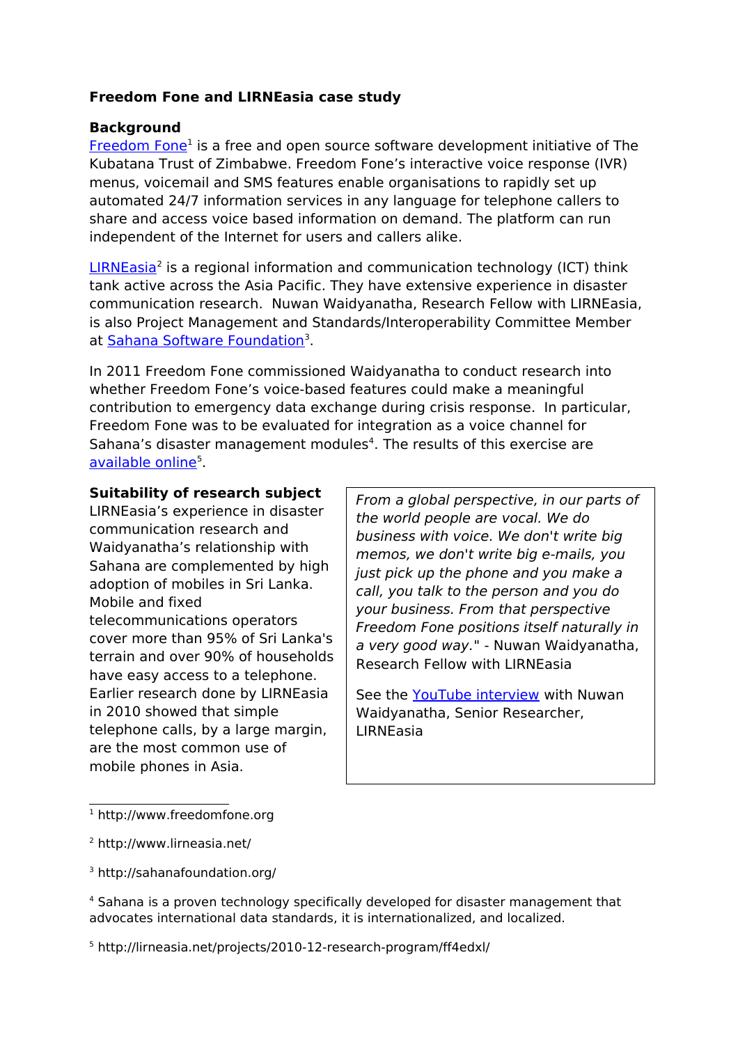# Freedom Fone and LIRNEasia case study

## Background

Freedom Fone[1] is a free and open source software development initiative of The Kubatana Trust of Zimbabwe. Freedom Fone's interactive voice response (IVR) menus, voicemail and SMS features enable organisations to rapidly set up automated 24/7 information services in any language for telephone callers to share and access voice based information on demand. The platform can run independent of the Internet for users and callers alike.

LIRNEasia[2] is a regional information and communication technology (ICT) think tank active across the Asia Pacific. They have extensive experience in disaster communication research. Nuwan Waidyanatha, Research Fellow with LIRNEasia, is also Project Management and Standards/Interoperability Committee Member at Sahana Software Foundation[3].

In 2011 Freedom Fone commissioned Waidyanatha to conduct research into whether Freedom Fone's voice-based features could make a meaningful contribution to emergency data exchange during crisis response. In particular, Freedom Fone was to be evaluated for integration as a voice channel for Sahana's disaster management modules[4]. The results of this exercise are available online[5].

## Suitability of research subject

LIRNEasia's experience in disaster communication research and Waidyanatha's relationship with Sahana are complemented by high adoption of mobiles in Sri Lanka. Mobile and fixed telecommunications operators cover more than 95% of Sri Lanka's terrain and over 90% of households have easy access to a telephone. Earlier research done by LIRNEasia in 2010 showed that simple telephone calls, by a large margin, are the most common use of mobile phones in Asia.

> *From a global perspective, in our parts of the world people are vocal. We do business with voice. We don't write big memos, we don't write big e-mails, you just pick up the phone and you make a call, you talk to the person and you do your business. From that perspective Freedom Fone positions itself naturally in a very good way.*" - Nuwan Waidyanatha, Research Fellow with LIRNEasia
>
> See the YouTube interview with Nuwan Waidyanatha, Senior Researcher, LIRNEasia

---

[1] http://www.freedomfone.org

[2] http://www.lirneasia.net/

[3] http://sahanafoundation.org/

[4] Sahana is a proven technology specifically developed for disaster management that advocates international data standards, it is internationalized, and localized.

[5] http://lirneasia.net/projects/2010-12-research-program/ff4edxl/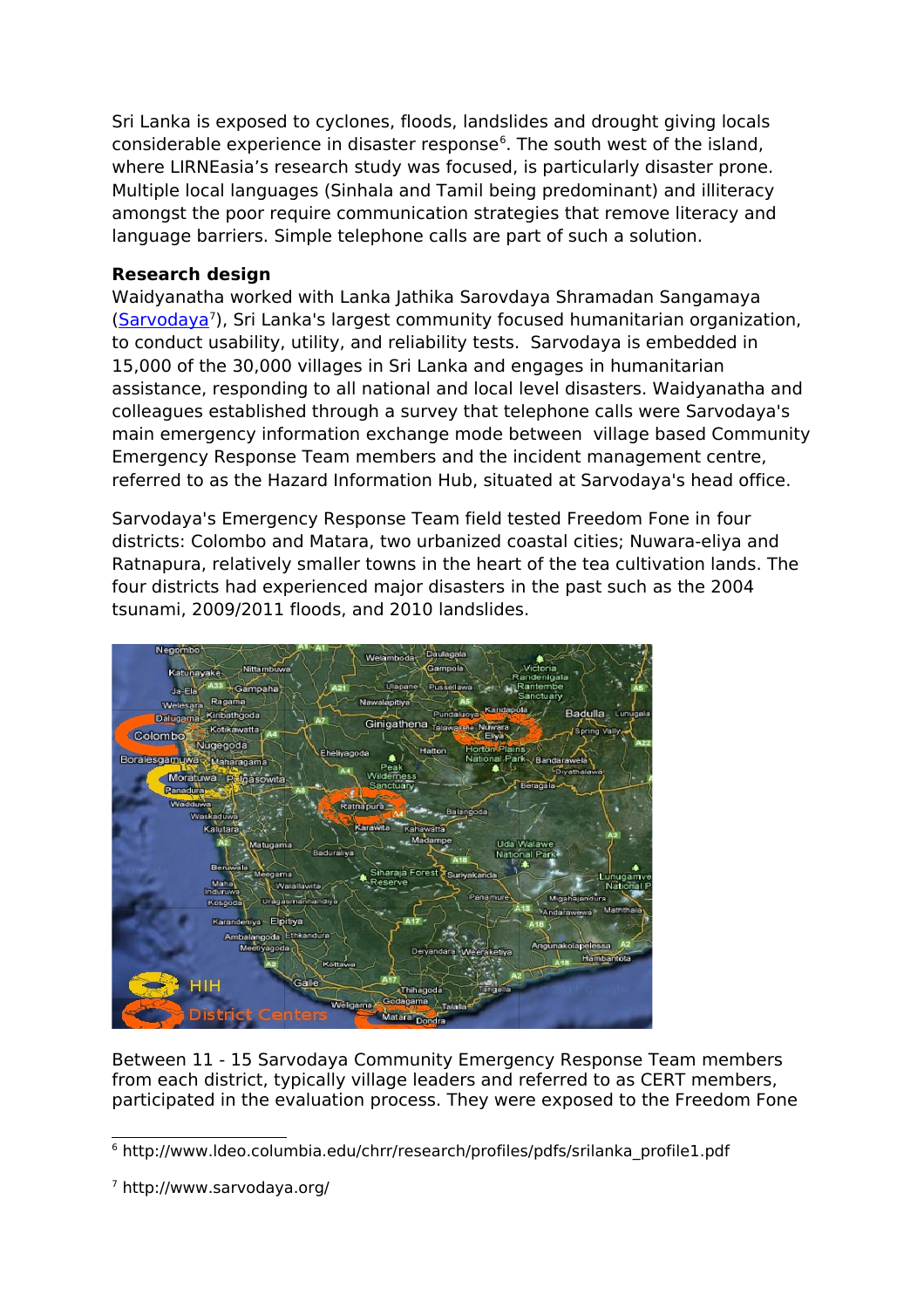Sri Lanka is exposed to cyclones, floods, landslides and drought giving locals considerable experience in disaster response[6]. The south west of the island, where LIRNEasia's research study was focused, is particularly disaster prone. Multiple local languages (Sinhala and Tamil being predominant) and illiteracy amongst the poor require communication strategies that remove literacy and language barriers. Simple telephone calls are part of such a solution.

**Research design**

Waidyanatha worked with Lanka Jathika Sarovdaya Shramadan Sangamaya (Sarvodaya[7]), Sri Lanka's largest community focused humanitarian organization, to conduct usability, utility, and reliability tests. Sarvodaya is embedded in 15,000 of the 30,000 villages in Sri Lanka and engages in humanitarian assistance, responding to all national and local level disasters. Waidyanatha and colleagues established through a survey that telephone calls were Sarvodaya's main emergency information exchange mode between village based Community Emergency Response Team members and the incident management centre, referred to as the Hazard Information Hub, situated at Sarvodaya's head office.

Sarvodaya's Emergency Response Team field tested Freedom Fone in four districts: Colombo and Matara, two urbanized coastal cities; Nuwara-eliya and Ratnapura, relatively smaller towns in the heart of the tea cultivation lands. The four districts had experienced major disasters in the past such as the 2004 tsunami, 2009/2011 floods, and 2010 landslides.

Between 11 - 15 Sarvodaya Community Emergency Response Team members from each district, typically village leaders and referred to as CERT members, participated in the evaluation process. They were exposed to the Freedom Fone

[6] http://www.ldeo.columbia.edu/chrr/research/profiles/pdfs/srilanka_profile1.pdf

[7] http://www.sarvodaya.org/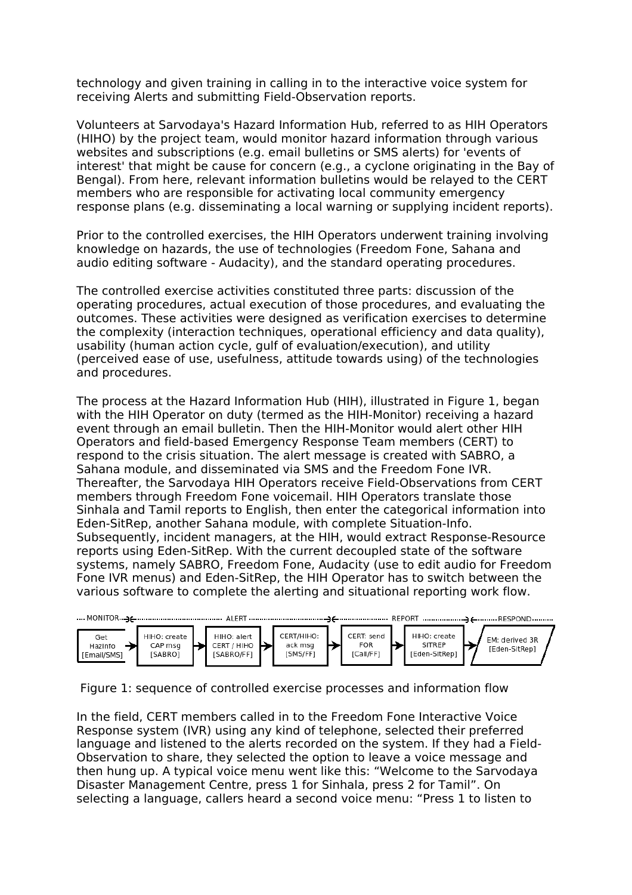technology and given training in calling in to the interactive voice system for receiving Alerts and submitting Field-Observation reports.

Volunteers at Sarvodaya's Hazard Information Hub, referred to as HIH Operators (HIHO) by the project team, would monitor hazard information through various websites and subscriptions (e.g. email bulletins or SMS alerts) for 'events of interest' that might be cause for concern (e.g., a cyclone originating in the Bay of Bengal). From here, relevant information bulletins would be relayed to the CERT members who are responsible for activating local community emergency response plans (e.g. disseminating a local warning or supplying incident reports).

Prior to the controlled exercises, the HIH Operators underwent training involving knowledge on hazards, the use of technologies (Freedom Fone, Sahana and audio editing software - Audacity), and the standard operating procedures.

The controlled exercise activities constituted three parts: discussion of the operating procedures, actual execution of those procedures, and evaluating the outcomes. These activities were designed as verification exercises to determine the complexity (interaction techniques, operational efficiency and data quality), usability (human action cycle, gulf of evaluation/execution), and utility (perceived ease of use, usefulness, attitude towards using) of the technologies and procedures.

The process at the Hazard Information Hub (HIH), illustrated in Figure 1, began with the HIH Operator on duty (termed as the HIH-Monitor) receiving a hazard event through an email bulletin. Then the HIH-Monitor would alert other HIH Operators and field-based Emergency Response Team members (CERT) to respond to the crisis situation. The alert message is created with SABRO, a Sahana module, and disseminated via SMS and the Freedom Fone IVR. Thereafter, the Sarvodaya HIH Operators receive Field-Observations from CERT members through Freedom Fone voicemail. HIH Operators translate those Sinhala and Tamil reports to English, then enter the categorical information into Eden-SitRep, another Sahana module, with complete Situation-Info. Subsequently, incident managers, at the HIH, would extract Response-Resource reports using Eden-SitRep. With the current decoupled state of the software systems, namely SABRO, Freedom Fone, Audacity (use to edit audio for Freedom Fone IVR menus) and Eden-SitRep, the HIH Operator has to switch between the various software to complete the alerting and situational reporting work flow.

MONITOR → ALERT → REPORT → RESPOND

Get HazInfo [Email/SMS] → HIHO: create CAP msg [SABRO] → HIHO: alert CERT / HIHO [SABRO/FF] → CERT/HIHO: ack msg [SMS/FF] → CERT: send FOR [Call/FF] → HIHO: create SITREP [Eden-SitRep] → EM: derived 3R [Eden-SitRep]

Figure 1: sequence of controlled exercise processes and information flow

In the field, CERT members called in to the Freedom Fone Interactive Voice Response system (IVR) using any kind of telephone, selected their preferred language and listened to the alerts recorded on the system. If they had a Field-Observation to share, they selected the option to leave a voice message and then hung up. A typical voice menu went like this: “Welcome to the Sarvodaya Disaster Management Centre, press 1 for Sinhala, press 2 for Tamil”. On selecting a language, callers heard a second voice menu: “Press 1 to listen to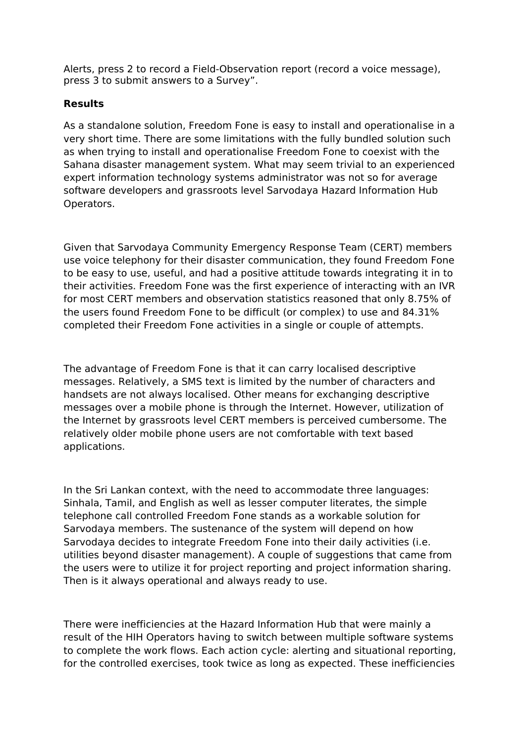Alerts, press 2 to record a Field-Observation report (record a voice message), press 3 to submit answers to a Survey".

**Results**

As a standalone solution, Freedom Fone is easy to install and operationalise in a very short time. There are some limitations with the fully bundled solution such as when trying to install and operationalise Freedom Fone to coexist with the Sahana disaster management system. What may seem trivial to an experienced expert information technology systems administrator was not so for average software developers and grassroots level Sarvodaya Hazard Information Hub Operators.

Given that Sarvodaya Community Emergency Response Team (CERT) members use voice telephony for their disaster communication, they found Freedom Fone to be easy to use, useful, and had a positive attitude towards integrating it in to their activities. Freedom Fone was the first experience of interacting with an IVR for most CERT members and observation statistics reasoned that only 8.75% of the users found Freedom Fone to be difficult (or complex) to use and 84.31% completed their Freedom Fone activities in a single or couple of attempts.

The advantage of Freedom Fone is that it can carry localised descriptive messages. Relatively, a SMS text is limited by the number of characters and handsets are not always localised. Other means for exchanging descriptive messages over a mobile phone is through the Internet. However, utilization of the Internet by grassroots level CERT members is perceived cumbersome. The relatively older mobile phone users are not comfortable with text based applications.

In the Sri Lankan context, with the need to accommodate three languages: Sinhala, Tamil, and English as well as lesser computer literates, the simple telephone call controlled Freedom Fone stands as a workable solution for Sarvodaya members. The sustenance of the system will depend on how Sarvodaya decides to integrate Freedom Fone into their daily activities (i.e. utilities beyond disaster management). A couple of suggestions that came from the users were to utilize it for project reporting and project information sharing. Then is it always operational and always ready to use.

There were inefficiencies at the Hazard Information Hub that were mainly a result of the HIH Operators having to switch between multiple software systems to complete the work flows. Each action cycle: alerting and situational reporting, for the controlled exercises, took twice as long as expected. These inefficiencies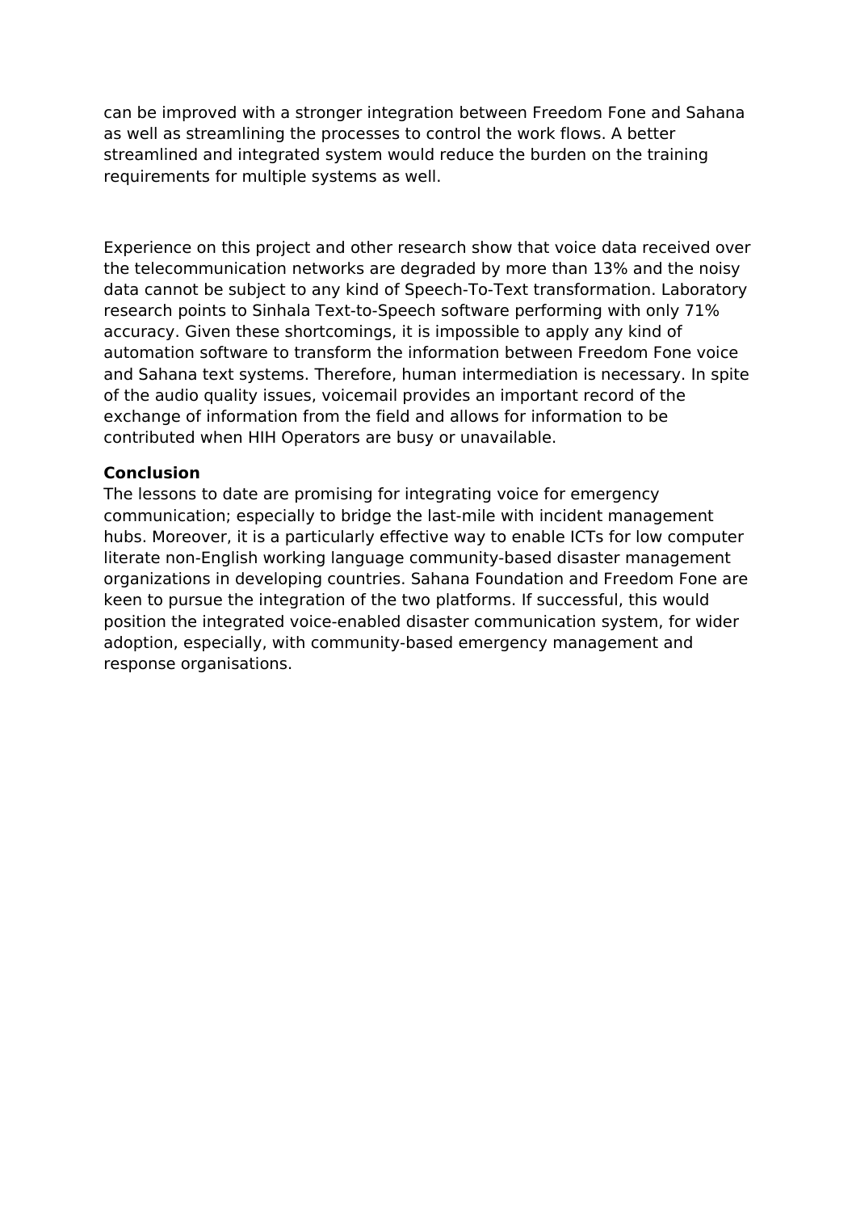can be improved with a stronger integration between Freedom Fone and Sahana as well as streamlining the processes to control the work flows. A better streamlined and integrated system would reduce the burden on the training requirements for multiple systems as well.

Experience on this project and other research show that voice data received over the telecommunication networks are degraded by more than 13% and the noisy data cannot be subject to any kind of Speech-To-Text transformation. Laboratory research points to Sinhala Text-to-Speech software performing with only 71% accuracy. Given these shortcomings, it is impossible to apply any kind of automation software to transform the information between Freedom Fone voice and Sahana text systems. Therefore, human intermediation is necessary. In spite of the audio quality issues, voicemail provides an important record of the exchange of information from the field and allows for information to be contributed when HIH Operators are busy or unavailable.

**Conclusion**

The lessons to date are promising for integrating voice for emergency communication; especially to bridge the last-mile with incident management hubs. Moreover, it is a particularly effective way to enable ICTs for low computer literate non-English working language community-based disaster management organizations in developing countries. Sahana Foundation and Freedom Fone are keen to pursue the integration of the two platforms. If successful, this would position the integrated voice-enabled disaster communication system, for wider adoption, especially, with community-based emergency management and response organisations.